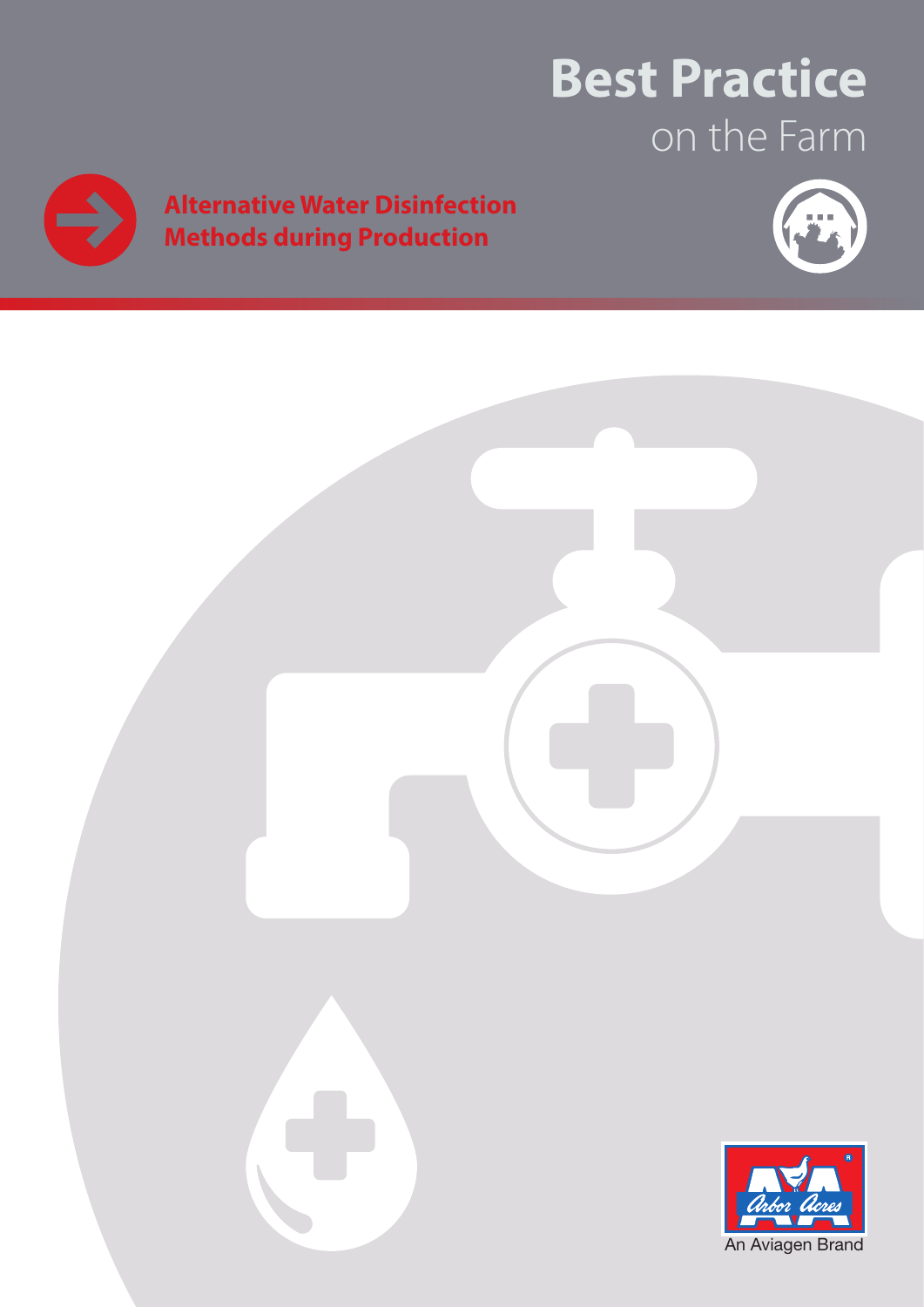# Best Practice

on the Farm

## Alternative Water Disinfection Methods during Production

An Aviagen Brand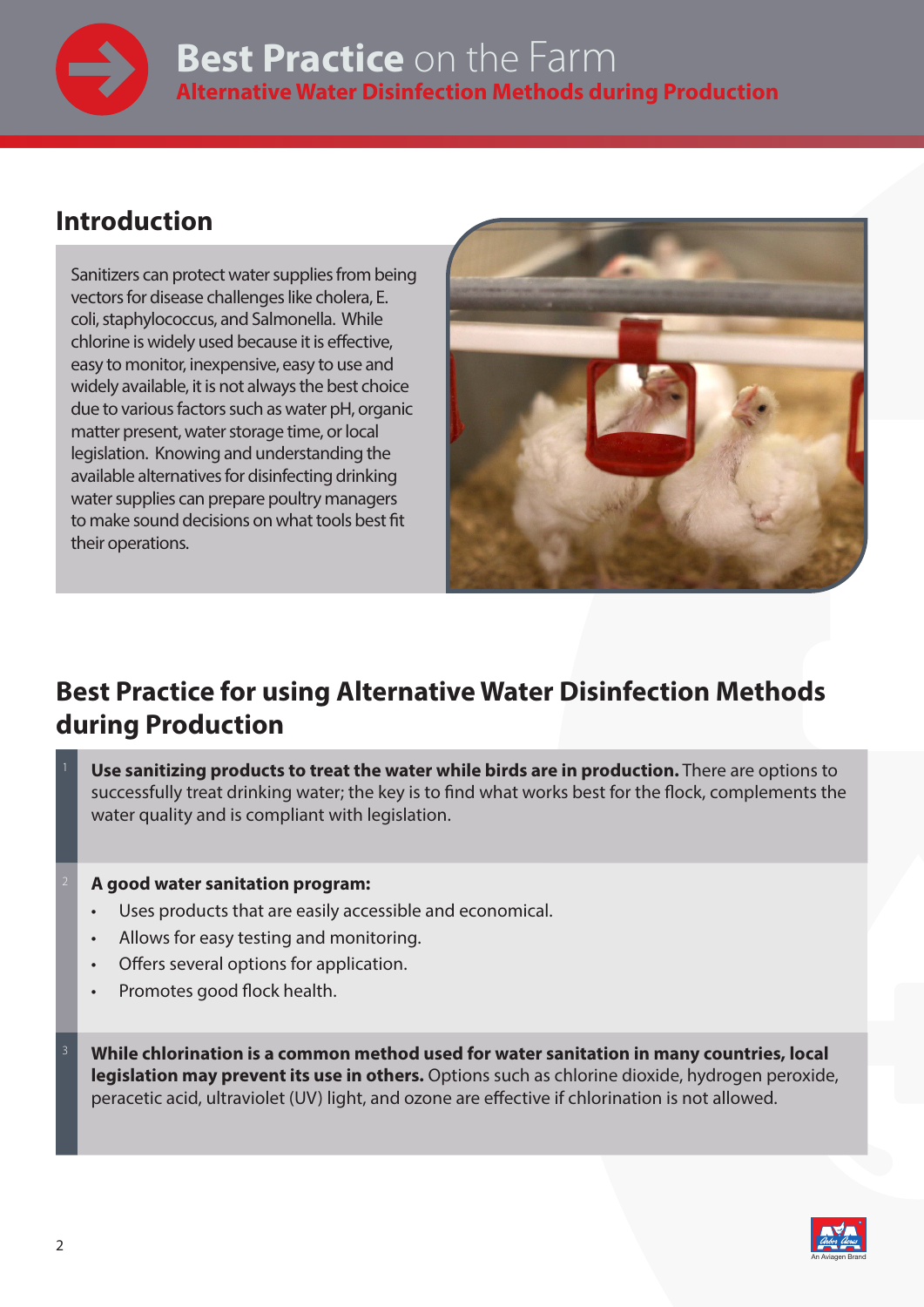# Best Practice on the Farm

## Alternative Water Disinfection Methods during Production

## Introduction

Sanitizers can protect water supplies from being vectors for disease challenges like cholera, E. coli, staphylococcus, and Salmonella. While chlorine is widely used because it is effective, easy to monitor, inexpensive, easy to use and widely available, it is not always the best choice due to various factors such as water pH, organic matter present, water storage time, or local legislation. Knowing and understanding the available alternatives for disinfecting drinking water supplies can prepare poultry managers to make sound decisions on what tools best fit their operations.

## Best Practice for using Alternative Water Disinfection Methods during Production

1. **Use sanitizing products to treat the water while birds are in production.** There are options to successfully treat drinking water; the key is to find what works best for the flock, complements the water quality and is compliant with legislation.

2. **A good water sanitation program:**
   - Uses products that are easily accessible and economical.
   - Allows for easy testing and monitoring.
   - Offers several options for application.
   - Promotes good flock health.

3. **While chlorination is a common method used for water sanitation in many countries, local legislation may prevent its use in others.** Options such as chlorine dioxide, hydrogen peroxide, peracetic acid, ultraviolet (UV) light, and ozone are effective if chlorination is not allowed.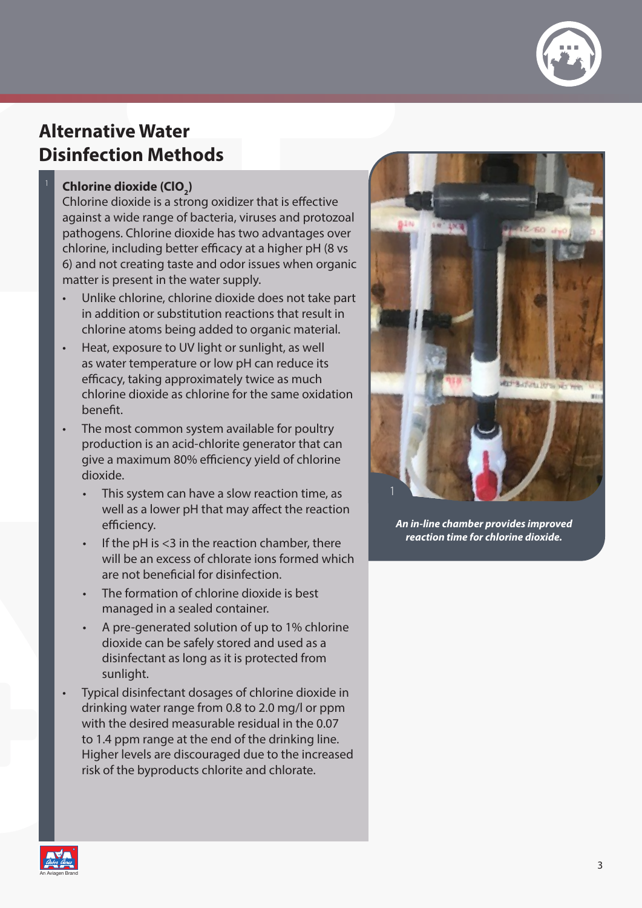# Alternative Water Disinfection Methods

### Chlorine dioxide ($ClO_2$)

Chlorine dioxide is a strong oxidizer that is effective against a wide range of bacteria, viruses and protozoal pathogens. Chlorine dioxide has two advantages over chlorine, including better efficacy at a higher pH (8 vs 6) and not creating taste and odor issues when organic matter is present in the water supply.

- Unlike chlorine, chlorine dioxide does not take part in addition or substitution reactions that result in chlorine atoms being added to organic material.
- Heat, exposure to UV light or sunlight, as well as water temperature or low pH can reduce its efficacy, taking approximately twice as much chlorine dioxide as chlorine for the same oxidation benefit.
- The most common system available for poultry production is an acid-chlorite generator that can give a maximum 80% efficiency yield of chlorine dioxide.
    - This system can have a slow reaction time, as well as a lower pH that may affect the reaction efficiency.
    - If the pH is <3 in the reaction chamber, there will be an excess of chlorate ions formed which are not beneficial for disinfection.
    - The formation of chlorine dioxide is best managed in a sealed container.
    - A pre-generated solution of up to 1% chlorine dioxide can be safely stored and used as a disinfectant as long as it is protected from sunlight.
- Typical disinfectant dosages of chlorine dioxide in drinking water range from 0.8 to 2.0 mg/l or ppm with the desired measurable residual in the 0.07 to 1.4 ppm range at the end of the drinking line. Higher levels are discouraged due to the increased risk of the byproducts chlorite and chlorate.

1

***An in-line chamber provides improved reaction time for chlorine dioxide.***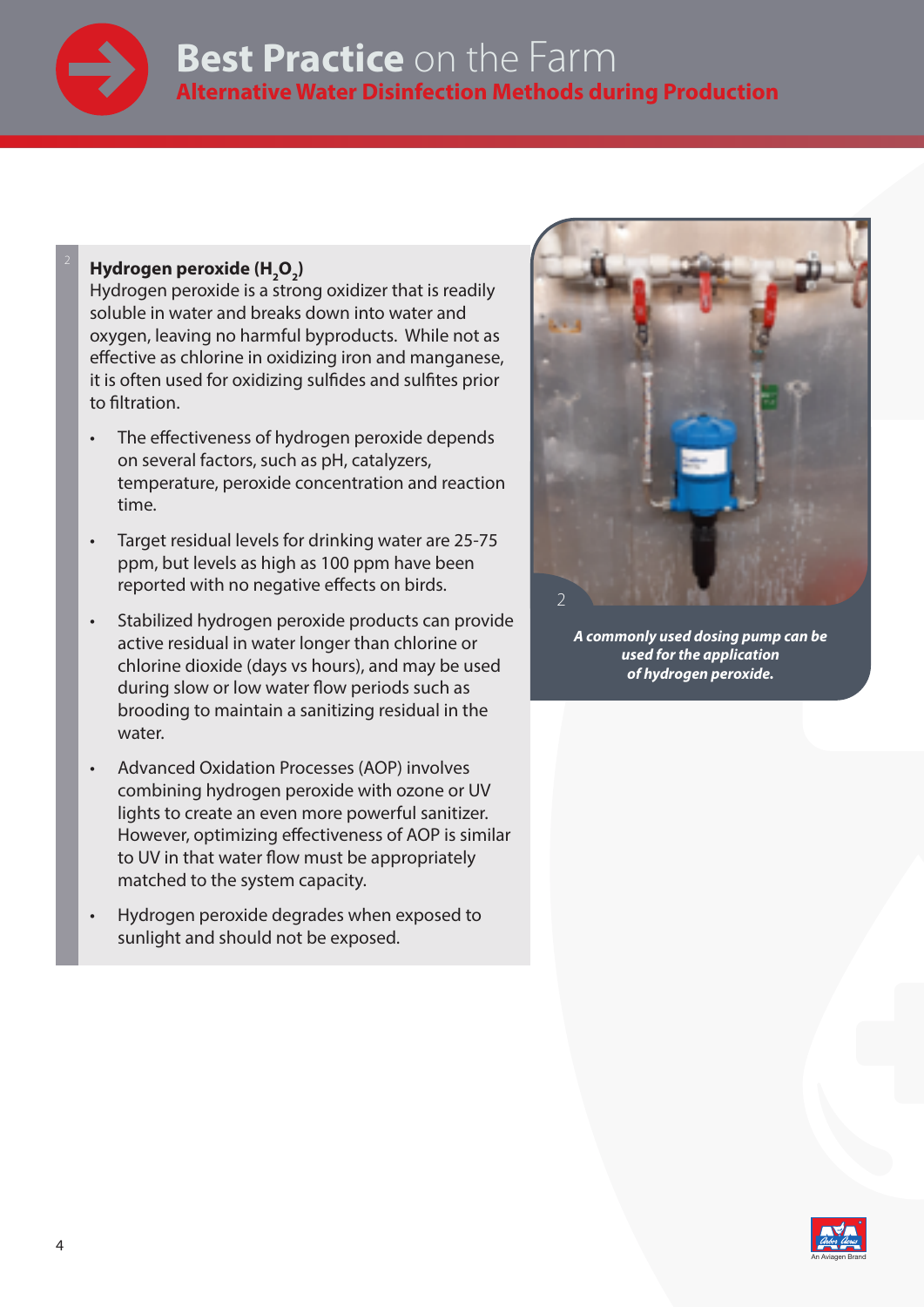# Best Practice on the Farm

## Alternative Water Disinfection Methods during Production

### Hydrogen peroxide ($H_2O_2$)

Hydrogen peroxide is a strong oxidizer that is readily soluble in water and breaks down into water and oxygen, leaving no harmful byproducts. While not as effective as chlorine in oxidizing iron and manganese, it is often used for oxidizing sulfides and sulfites prior to filtration.

- The effectiveness of hydrogen peroxide depends on several factors, such as pH, catalyzers, temperature, peroxide concentration and reaction time.
- Target residual levels for drinking water are 25-75 ppm, but levels as high as 100 ppm have been reported with no negative effects on birds.
- Stabilized hydrogen peroxide products can provide active residual in water longer than chlorine or chlorine dioxide (days vs hours), and may be used during slow or low water flow periods such as brooding to maintain a sanitizing residual in the water.
- Advanced Oxidation Processes (AOP) involves combining hydrogen peroxide with ozone or UV lights to create an even more powerful sanitizer. However, optimizing effectiveness of AOP is similar to UV in that water flow must be appropriately matched to the system capacity.
- Hydrogen peroxide degrades when exposed to sunlight and should not be exposed.

2

***A commonly used dosing pump can be used for the application of hydrogen peroxide.***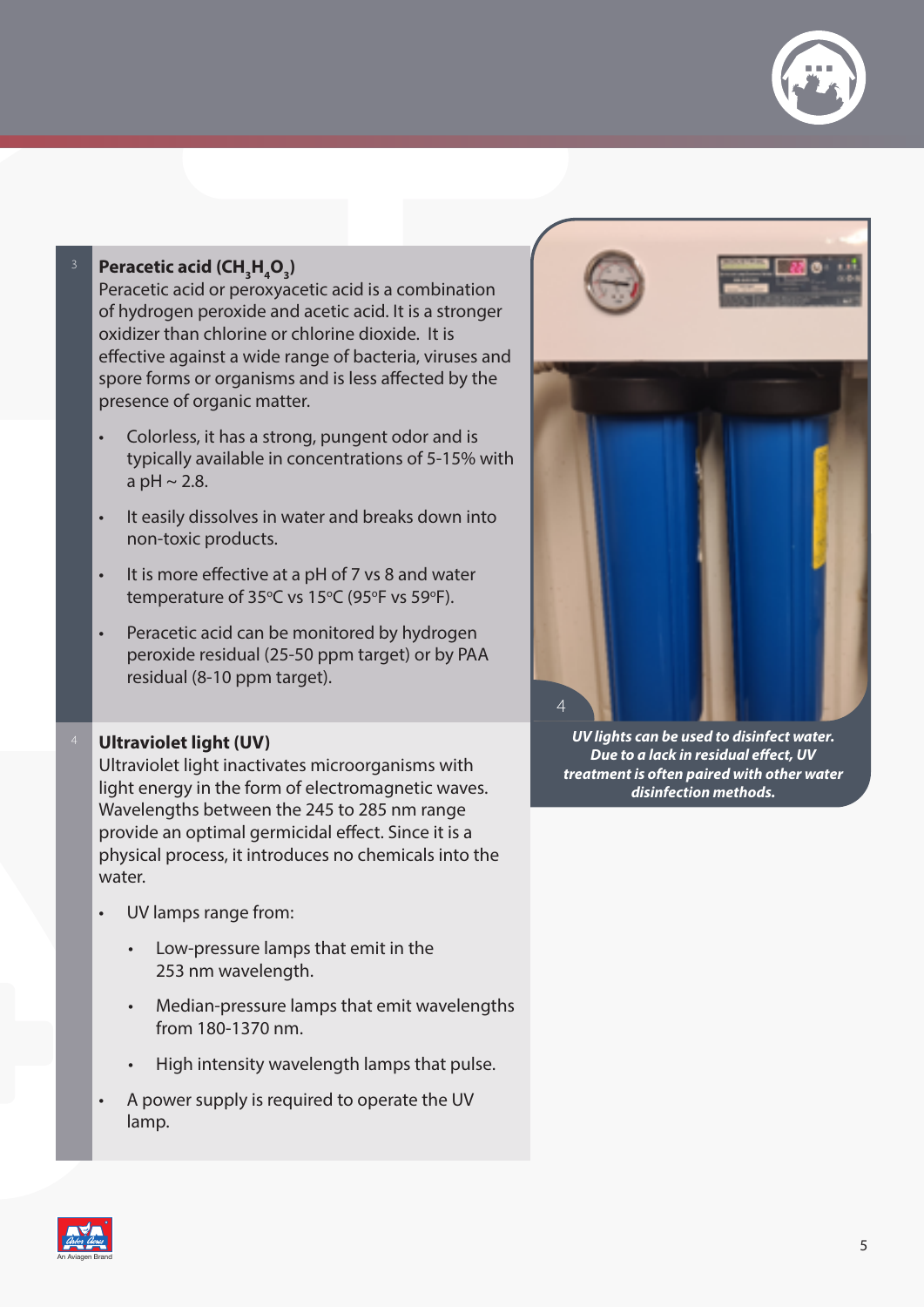### Peracetic acid ($CH_3H_4O_3$)

Peracetic acid or peroxyacetic acid is a combination of hydrogen peroxide and acetic acid. It is a stronger oxidizer than chlorine or chlorine dioxide. It is effective against a wide range of bacteria, viruses and spore forms or organisms and is less affected by the presence of organic matter.

- Colorless, it has a strong, pungent odor and is typically available in concentrations of 5-15% with a pH ~ 2.8.
- It easily dissolves in water and breaks down into non-toxic products.
- It is more effective at a pH of 7 vs 8 and water temperature of 35ºC vs 15ºC (95ºF vs 59ºF).
- Peracetic acid can be monitored by hydrogen peroxide residual (25-50 ppm target) or by PAA residual (8-10 ppm target).

### Ultraviolet light (UV)

Ultraviolet light inactivates microorganisms with light energy in the form of electromagnetic waves. Wavelengths between the 245 to 285 nm range provide an optimal germicidal effect. Since it is a physical process, it introduces no chemicals into the water.

- UV lamps range from:
  - Low-pressure lamps that emit in the 253 nm wavelength.
  - Median-pressure lamps that emit wavelengths from 180-1370 nm.
  - High intensity wavelength lamps that pulse.
- A power supply is required to operate the UV lamp.

***UV lights can be used to disinfect water. Due to a lack in residual effect, UV treatment is often paired with other water disinfection methods.***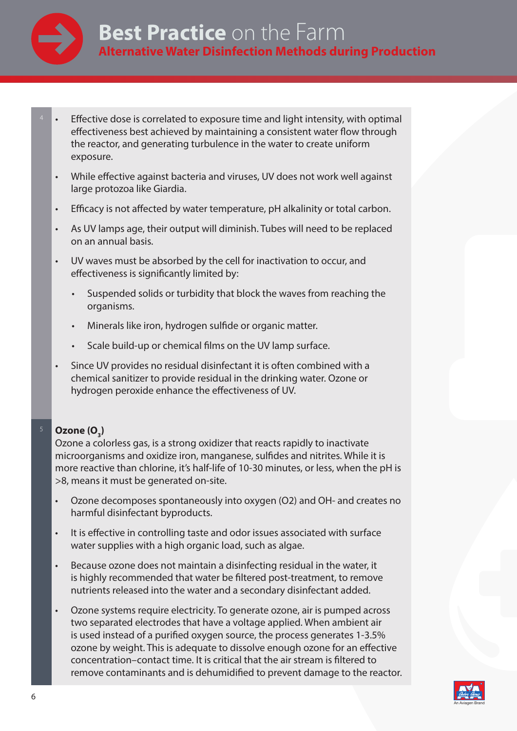- Effective dose is correlated to exposure time and light intensity, with optimal effectiveness best achieved by maintaining a consistent water flow through the reactor, and generating turbulence in the water to create uniform exposure.
- While effective against bacteria and viruses, UV does not work well against large protozoa like Giardia.
- Efficacy is not affected by water temperature, pH alkalinity or total carbon.
- As UV lamps age, their output will diminish. Tubes will need to be replaced on an annual basis.
- UV waves must be absorbed by the cell for inactivation to occur, and effectiveness is significantly limited by:
  - Suspended solids or turbidity that block the waves from reaching the organisms.
  - Minerals like iron, hydrogen sulfide or organic matter.
  - Scale build-up or chemical films on the UV lamp surface.
- Since UV provides no residual disinfectant it is often combined with a chemical sanitizer to provide residual in the drinking water. Ozone or hydrogen peroxide enhance the effectiveness of UV.

**Ozone ($O_3$)**

Ozone a colorless gas, is a strong oxidizer that reacts rapidly to inactivate microorganisms and oxidize iron, manganese, sulfides and nitrites. While it is more reactive than chlorine, it's half-life of 10-30 minutes, or less, when the pH is >8, means it must be generated on-site.

- Ozone decomposes spontaneously into oxygen ($O_2$) and $OH^-$ and creates no harmful disinfectant byproducts.
- It is effective in controlling taste and odor issues associated with surface water supplies with a high organic load, such as algae.
- Because ozone does not maintain a disinfecting residual in the water, it is highly recommended that water be filtered post-treatment, to remove nutrients released into the water and a secondary disinfectant added.
- Ozone systems require electricity. To generate ozone, air is pumped across two separated electrodes that have a voltage applied. When ambient air is used instead of a purified oxygen source, the process generates 1-3.5% ozone by weight. This is adequate to dissolve enough ozone for an effective concentration–contact time. It is critical that the air stream is filtered to remove contaminants and is dehumidified to prevent damage to the reactor.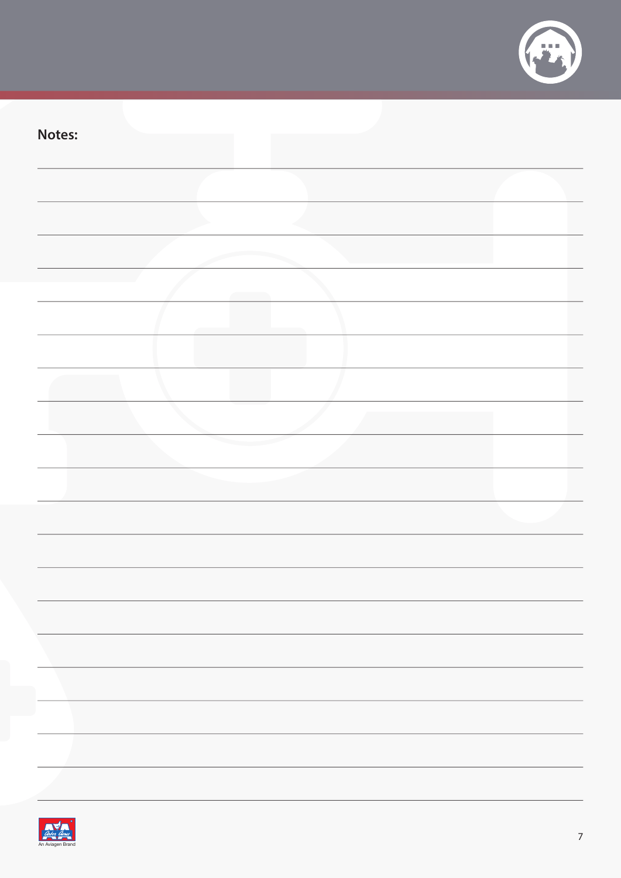**Notes:**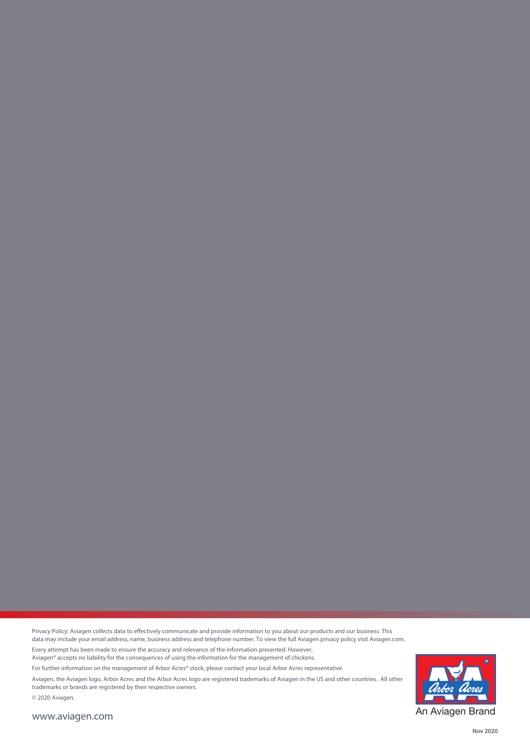Privacy Policy: Aviagen collects data to effectively communicate and provide information to you about our products and our business. This data may include your email address, name, business address and telephone number. To view the full Aviagen privacy policy visit Aviagen.com.

Every attempt has been made to ensure the accuracy and relevance of the information presented. However, Aviagen® accepts no liability for the consequences of using the information for the management of chickens.

For further information on the management of Arbor Acres® stock, please contact your local Arbor Acres representative.

Aviagen, the Aviagen logo, Arbor Acres and the Arbor Acres logo are registered trademarks of Aviagen in the US and other countries. All other trademarks or brands are registered by their respective owners.

© 2020 Aviagen.

www.aviagen.com

An Aviagen Brand

Nov 2020